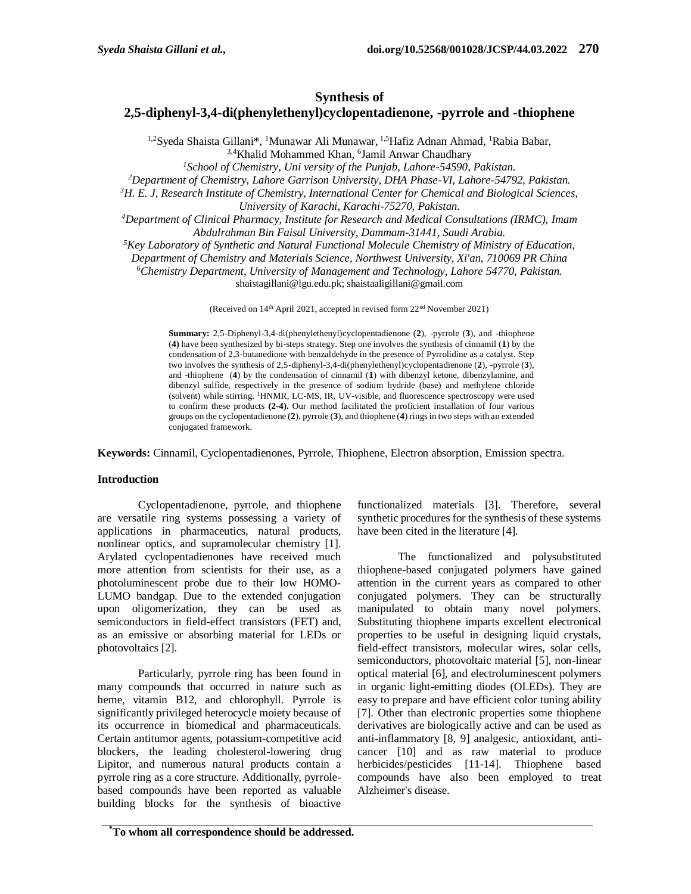# Synthesis of 2,5-diphenyl-3,4-di(phenylethenyl)cyclopentadienone, -pyrrole and -thiophene

[1,2]Syeda Shaista Gillani*, [1]Munawar Ali Munawar, [1,5]Hafiz Adnan Ahmad, [1]Rabia Babar, [3,4]Khalid Mohammed Khan, [6]Jamil Anwar Chaudhary

[1]*School of Chemistry, Uni versity of the Punjab, Lahore-54590, Pakistan.*
[2]*Department of Chemistry, Lahore Garrison University, DHA Phase-VI, Lahore-54792, Pakistan.*
[3]*H. E. J, Research Institute of Chemistry, International Center for Chemical and Biological Sciences, University of Karachi, Karachi-75270, Pakistan.*
[4]*Department of Clinical Pharmacy, Institute for Research and Medical Consultations (IRMC), Imam Abdulrahman Bin Faisal University, Dammam-31441, Saudi Arabia.*
[5]*Key Laboratory of Synthetic and Natural Functional Molecule Chemistry of Ministry of Education, Department of Chemistry and Materials Science, Northwest University, Xi'an, 710069 PR China*
[6]*Chemistry Department, University of Management and Technology, Lahore 54770, Pakistan.*
shaistagillani@lgu.edu.pk; shaistaaligillani@gmail.com

(Received on 14th April 2021, accepted in revised form 22nd November 2021)

**Summary:** 2,5-Diphenyl-3,4-di(phenylethenyl)cyclopentadienone (**2**), -pyrrole (**3**), and -thiophene (**4**) have been synthesized by bi-steps strategy. Step one involves the synthesis of cinnamil (**1**) by the condensation of 2,3-butanedione with benzaldehyde in the presence of Pyrrolidine as a catalyst. Step two involves the synthesis of 2,5-diphenyl-3,4-di(phenylethenyl)cyclopentadienone (**2**), -pyrrole (**3**), and -thiophene (**4**) by the condensation of cinnamil (**1**) with dibenzyl ketone, dibenzylamine, and dibenzyl sulfide, respectively in the presence of sodium hydride (base) and methylene chloride (solvent) while stirring. $^1$HNMR, LC-MS, IR, UV-visible, and fluorescence spectroscopy were used to confirm these products **(2-4).** Our method facilitated the proficient installation of four various groups on the cyclopentadienone (**2**), pyrrole (**3**), and thiophene (**4**) rings in two steps with an extended conjugated framework.

**Keywords:** Cinnamil, Cyclopentadienones, Pyrrole, Thiophene, Electron absorption, Emission spectra.

### Introduction

Cyclopentadienone, pyrrole, and thiophene are versatile ring systems possessing a variety of applications in pharmaceutics, natural products, nonlinear optics, and supramolecular chemistry [1]. Arylated cyclopentadienones have received much more attention from scientists for their use, as a photoluminescent probe due to their low HOMO-LUMO bandgap. Due to the extended conjugation upon oligomerization, they can be used as semiconductors in field-effect transistors (FET) and, as an emissive or absorbing material for LEDs or photovoltaics [2].

Particularly, pyrrole ring has been found in many compounds that occurred in nature such as heme, vitamin B12, and chlorophyll. Pyrrole is significantly privileged heterocycle moiety because of its occurrence in biomedical and pharmaceuticals. Certain antitumor agents, potassium-competitive acid blockers, the leading cholesterol-lowering drug Lipitor, and numerous natural products contain a pyrrole ring as a core structure. Additionally, pyrrole-based compounds have been reported as valuable building blocks for the synthesis of bioactive functionalized materials [3]. Therefore, several synthetic procedures for the synthesis of these systems have been cited in the literature [4].

The functionalized and polysubstituted thiophene-based conjugated polymers have gained attention in the current years as compared to other conjugated polymers. They can be structurally manipulated to obtain many novel polymers. Substituting thiophene imparts excellent electronical properties to be useful in designing liquid crystals, field-effect transistors, molecular wires, solar cells, semiconductors, photovoltaic material [5], non-linear optical material [6], and electroluminescent polymers in organic light-emitting diodes (OLEDs). They are easy to prepare and have efficient color tuning ability [7]. Other than electronic properties some thiophene derivatives are biologically active and can be used as anti-inflammatory [8, 9] analgesic, antioxidant, anti-cancer [10] and as raw material to produce herbicides/pesticides [11-14]. Thiophene based compounds have also been employed to treat Alzheimer's disease.

***To whom all correspondence should be addressed.**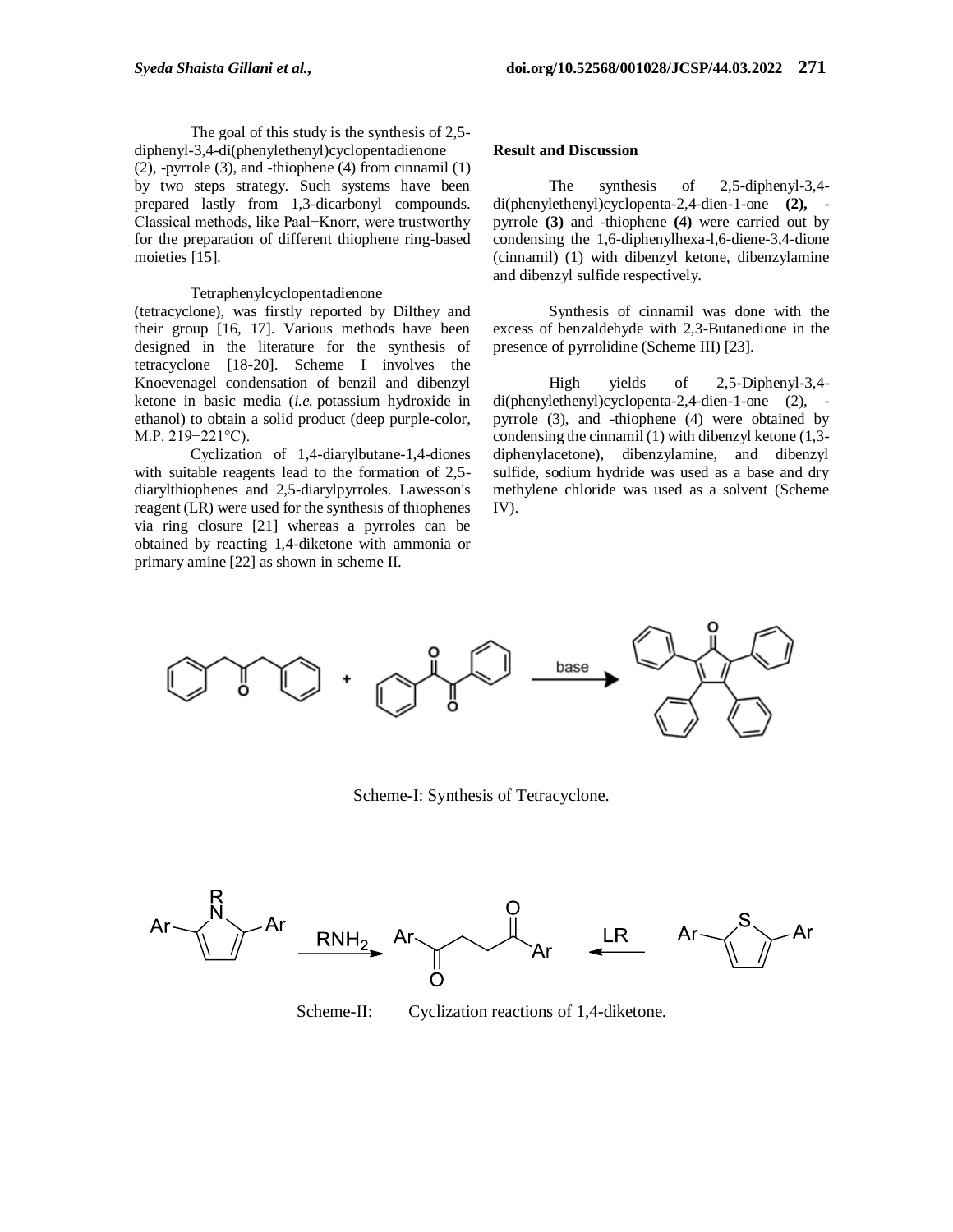The goal of this study is the synthesis of 2,5-diphenyl-3,4-di(phenylethenyl)cyclopentadienone (2), -pyrrole (3), and -thiophene (4) from cinnamil (1) by two steps strategy. Such systems have been prepared lastly from 1,3-dicarbonyl compounds. Classical methods, like Paal−Knorr, were trustworthy for the preparation of different thiophene ring-based moieties [15].

Tetraphenylcyclopentadienone (tetracyclone), was firstly reported by Dilthey and their group [16, 17]. Various methods have been designed in the literature for the synthesis of tetracyclone [18-20]. Scheme I involves the Knoevenagel condensation of benzil and dibenzyl ketone in basic media (*i.e.* potassium hydroxide in ethanol) to obtain a solid product (deep purple-color, M.P. 219−221°C).

Cyclization of 1,4-diarylbutane-1,4-diones with suitable reagents lead to the formation of 2,5-diarylthiophenes and 2,5-diarylpyrroles. Lawesson's reagent (LR) were used for the synthesis of thiophenes via ring closure [21] whereas a pyrroles can be obtained by reacting 1,4-diketone with ammonia or primary amine [22] as shown in scheme II.

**Result and Discussion**

The synthesis of 2,5-diphenyl-3,4-di(phenylethenyl)cyclopenta-2,4-dien-1-one **(2),** -pyrrole **(3)** and -thiophene **(4)** were carried out by condensing the 1,6-diphenylhexa-l,6-diene-3,4-dione (cinnamil) (1) with dibenzyl ketone, dibenzylamine and dibenzyl sulfide respectively.

Synthesis of cinnamil was done with the excess of benzaldehyde with 2,3-Butanedione in the presence of pyrrolidine (Scheme III) [23].

High yields of 2,5-Diphenyl-3,4-di(phenylethenyl)cyclopenta-2,4-dien-1-one (2), -pyrrole (3), and -thiophene (4) were obtained by condensing the cinnamil (1) with dibenzyl ketone (1,3-diphenylacetone), dibenzylamine, and dibenzyl sulfide, sodium hydride was used as a base and dry methylene chloride was used as a solvent (Scheme IV).

base

Scheme-I: Synthesis of Tetracyclone.

R

Ar N Ar

$RNH_2$

Ar O O Ar

LR

Ar S Ar

Scheme-II: Cyclization reactions of 1,4-diketone.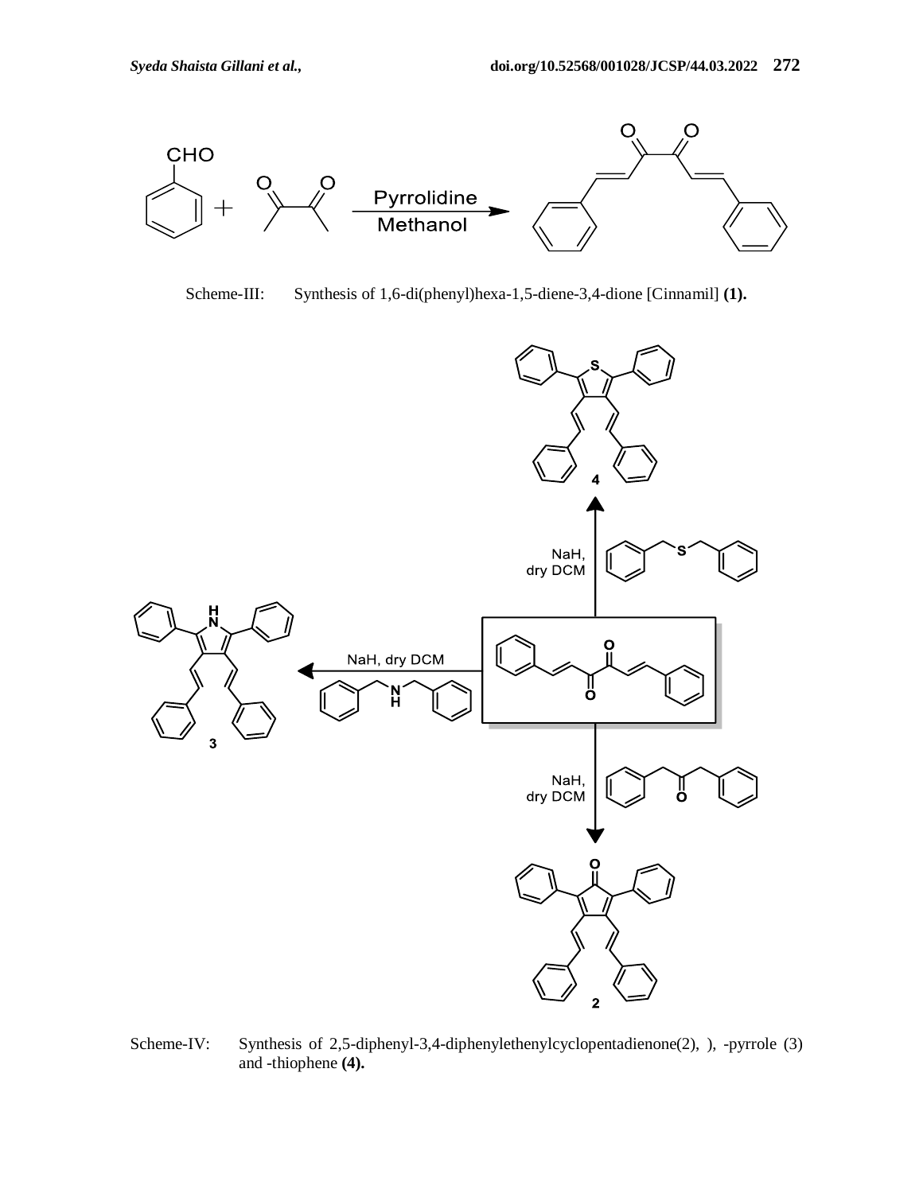Pyrrolidine

Methanol

Scheme-III: Synthesis of 1,6-di(phenyl)hexa-1,5-diene-3,4-dione [Cinnamil] **(1).**

NaH, dry DCM

NaH, dry DCM

NaH, dry DCM

Scheme-IV: Synthesis of 2,5-diphenyl-3,4-diphenylethenylcyclopentadienone(2), ), -pyrrole (3) and -thiophene **(4).**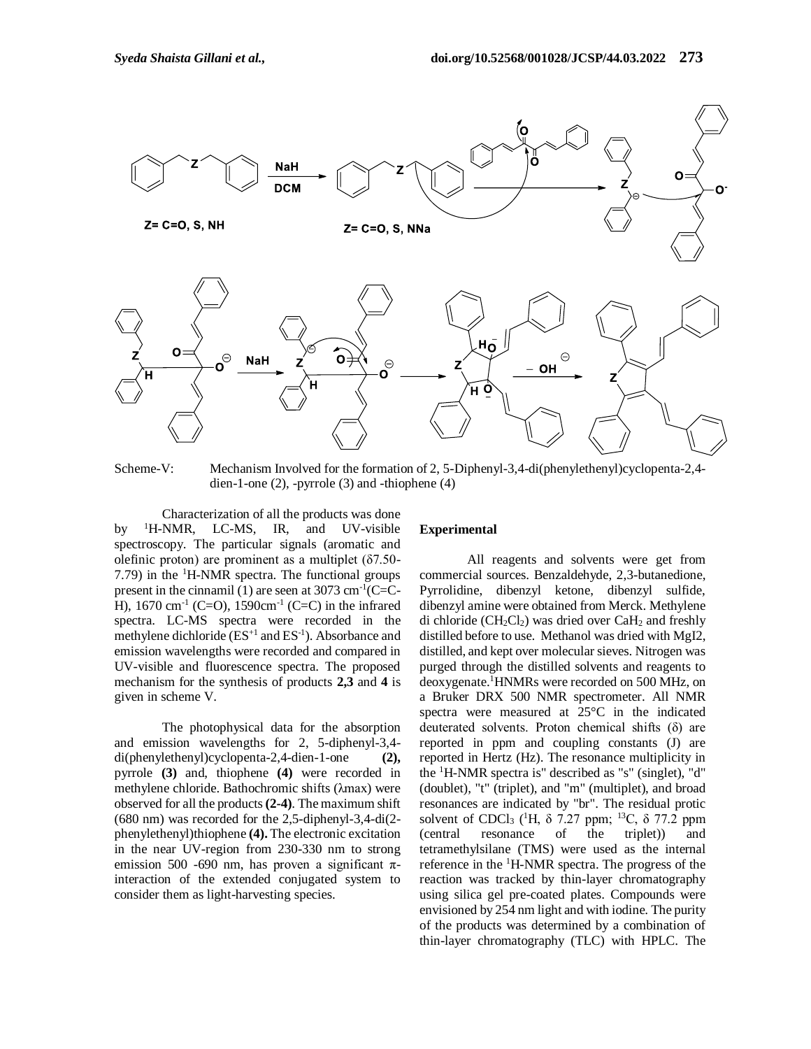Z= C=O, S, NH

NaH

DCM

Z= C=O, S, NNa

NaH

− OH

Scheme-V: Mechanism Involved for the formation of 2, 5-Diphenyl-3,4-di(phenylethenyl)cyclopenta-2,4-dien-1-one (2), -pyrrole (3) and -thiophene (4)

Characterization of all the products was done by $^{1}$H-NMR, LC-MS, IR, and UV-visible spectroscopy. The particular signals (aromatic and olefinic proton) are prominent as a multiplet (δ7.50-7.79) in the $^{1}$H-NMR spectra. The functional groups present in the cinnamil (1) are seen at 3073 $cm^{-1}$(C=C-H), 1670 $cm^{-1}$ (C=O), 1590$cm^{-1}$ (C=C) in the infrared spectra. LC-MS spectra were recorded in the methylene dichloride ($ES^{+1}$ and $ES^{-1}$). Absorbance and emission wavelengths were recorded and compared in UV-visible and fluorescence spectra. The proposed mechanism for the synthesis of products **2,3** and **4** is given in scheme V.

The photophysical data for the absorption and emission wavelengths for 2, 5-diphenyl-3,4-di(phenylethenyl)cyclopenta-2,4-dien-1-one **(2),** pyrrole **(3)** and, thiophene **(4)** were recorded in methylene chloride. Bathochromic shifts (λmax) were observed for all the products **(2-4)**. The maximum shift (680 nm) was recorded for the 2,5-diphenyl-3,4-di(2-phenylethenyl)thiophene **(4).** The electronic excitation in the near UV-region from 230-330 nm to strong emission 500 -690 nm, has proven a significant π-interaction of the extended conjugated system to consider them as light-harvesting species.

**Experimental**

All reagents and solvents were get from commercial sources. Benzaldehyde, 2,3-butanedione, Pyrrolidine, dibenzyl ketone, dibenzyl sulfide, dibenzyl amine were obtained from Merck. Methylene di chloride ($CH_2Cl_2$) was dried over $CaH_2$ and freshly distilled before to use. Methanol was dried with MgI2, distilled, and kept over molecular sieves. Nitrogen was purged through the distilled solvents and reagents to deoxygenate.$^{1}$HNMRs were recorded on 500 MHz, on a Bruker DRX 500 NMR spectrometer. All NMR spectra were measured at 25°C in the indicated deuterated solvents. Proton chemical shifts (δ) are reported in ppm and coupling constants (J) are reported in Hertz (Hz). The resonance multiplicity in the $^{1}$H-NMR spectra is" described as "s" (singlet), "d" (doublet), "t" (triplet), and "m" (multiplet), and broad resonances are indicated by "br". The residual protic solvent of $CDCl_3$ ($^{1}$H, δ 7.27 ppm; $^{13}$C, δ 77.2 ppm (central resonance of the triplet)) and tetramethylsilane (TMS) were used as the internal reference in the $^{1}$H-NMR spectra. The progress of the reaction was tracked by thin-layer chromatography using silica gel pre-coated plates. Compounds were envisioned by 254 nm light and with iodine. The purity of the products was determined by a combination of thin-layer chromatography (TLC) with HPLC. The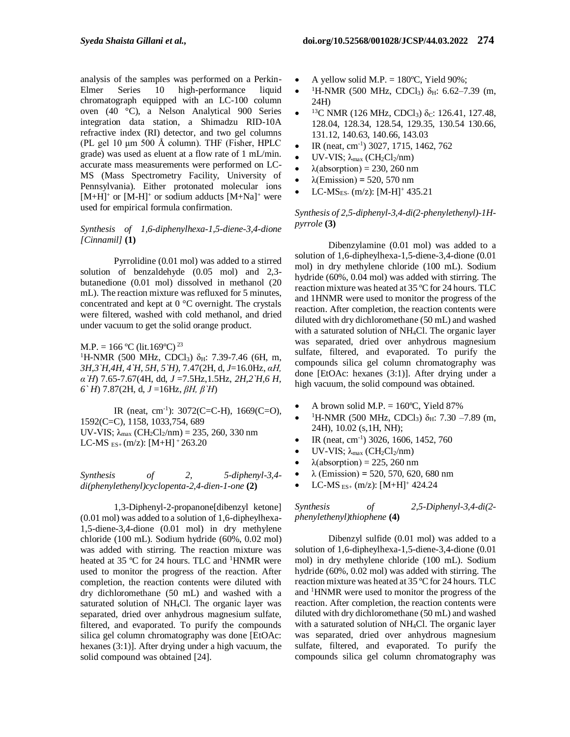analysis of the samples was performed on a Perkin-Elmer Series 10 high-performance liquid chromatograph equipped with an LC-100 column oven (40 °C), a Nelson Analytical 900 Series integration data station, a Shimadzu RID-10A refractive index (RI) detector, and two gel columns (PL gel 10 μm 500 Å column). THF (Fisher, HPLC grade) was used as eluent at a flow rate of 1 mL/min. accurate mass measurements were performed on LC-MS (Mass Spectrometry Facility, University of Pennsylvania). Either protonated molecular ions $[M+H]^+$ or $[M-H]^+$ or sodium adducts $[M+Na]^+$ were used for empirical formula confirmation.

*Synthesis of 1,6-diphenylhexa-1,5-diene-3,4-dione [Cinnamil]* **(1)**

Pyrrolidine (0.01 mol) was added to a stirred solution of benzaldehyde (0.05 mol) and 2,3-butanedione (0.01 mol) dissolved in methanol (20 mL). The reaction mixture was refluxed for 5 minutes, concentrated and kept at 0 °C overnight. The crystals were filtered, washed with cold methanol, and dried under vacuum to get the solid orange product.

M.P. = 166 ºC (lit.169ºC) [23]
$^1$H-NMR (500 MHz, $CDCl_3$) $\delta_H$: 7.39-7.46 (6H, m, *3H,3`H,4H, 4`H, 5H, 5`H)*, 7.47(2H, d, *J*=16.0Hz, *αH, α`H*) 7.65-7.67(4H, dd, *J* =7.5Hz,1.5Hz, *2H,2`H,6 H, 6` H*) 7.87(2H, d, *J* =16Hz, *βH, β`H*)

IR (neat, cm$^{-1}$): 3072(C=C-H), 1669(C=O), 1592(C=C), 1158, 1033,754, 689
UV-VIS; $\lambda_{max}$ ($CH_2Cl_2$/nm) = 235, 260, 330 nm
LC-MS $_{ES+}$ (m/z): $[M+H]^+$ 263.20

*Synthesis of 2, 5-diphenyl-3,4-di(phenylethenyl)cyclopenta-2,4-dien-1-one* **(2)**

1,3-Diphenyl-2-propanone[dibenzyl ketone] (0.01 mol) was added to a solution of 1,6-dipheylhexa-1,5-diene-3,4-dione (0.01 mol) in dry methylene chloride (100 mL). Sodium hydride (60%, 0.02 mol) was added with stirring. The reaction mixture was heated at 35 ºC for 24 hours. TLC and $^1$HNMR were used to monitor the progress of the reaction. After completion, the reaction contents were diluted with dry dichloromethane (50 mL) and washed with a saturated solution of $NH_4Cl$. The organic layer was separated, dried over anhydrous magnesium sulfate, filtered, and evaporated. To purify the compounds silica gel column chromatography was done [EtOAc: hexanes (3:1)]. After drying under a high vacuum, the solid compound was obtained [24].

- A yellow solid M.P. = 180ºC, Yield 90%;
- $^1$H-NMR (500 MHz, $CDCl_3$) $\delta_H$: 6.62–7.39 (m, 24H)
- $^{13}$C NMR (126 MHz, $CDCl_3$) $\delta_C$: 126.41, 127.48, 128.04, 128.34, 128.54, 129.35, 130.54 130.66, 131.12, 140.63, 140.66, 143.03
- IR (neat, cm$^{-1}$) 3027, 1715, 1462, 762
- UV-VIS; $\lambda_{max}$ ($CH_2Cl_2$/nm)
- $\lambda$(absorption) = 230, 260 nm
- $\lambda$(Emission) = 520, 570 nm
- LC-MS$_{ES-}$ (m/z): $[M-H]^+$ 435.21

*Synthesis of 2,5-diphenyl-3,4-di(2-phenylethenyl)-1H-pyrrole* **(3)**

Dibenzylamine (0.01 mol) was added to a solution of 1,6-dipheylhexa-1,5-diene-3,4-dione (0.01 mol) in dry methylene chloride (100 mL). Sodium hydride (60%, 0.04 mol) was added with stirring. The reaction mixture was heated at 35 ºC for 24 hours. TLC and 1HNMR were used to monitor the progress of the reaction. After completion, the reaction contents were diluted with dry dichloromethane (50 mL) and washed with a saturated solution of $NH_4Cl$. The organic layer was separated, dried over anhydrous magnesium sulfate, filtered, and evaporated. To purify the compounds silica gel column chromatography was done [EtOAc: hexanes (3:1)]. After drying under a high vacuum, the solid compound was obtained.

- A brown solid M.P. = 160ºC, Yield 87%
- $^1$H-NMR (500 MHz, $CDCl_3$) $\delta_H$: 7.30 –7.89 (m, 24H), 10.02 (s,1H, NH);
- IR (neat, cm$^{-1}$) 3026, 1606, 1452, 760
- UV-VIS; $\lambda_{max}$ ($CH_2Cl_2$/nm)
- $\lambda$(absorption) = 225, 260 nm
- $\lambda$ (Emission) = 520, 570, 620, 680 nm
- LC-MS $_{ES+}$ (m/z): $[M+H]^+$ 424.24

*Synthesis of 2,5-Diphenyl-3,4-di(2-phenylethenyl)thiophene* **(4)**

Dibenzyl sulfide (0.01 mol) was added to a solution of 1,6-dipheylhexa-1,5-diene-3,4-dione (0.01 mol) in dry methylene chloride (100 mL). Sodium hydride (60%, 0.02 mol) was added with stirring. The reaction mixture was heated at 35 ºC for 24 hours. TLC and $^1$HNMR were used to monitor the progress of the reaction. After completion, the reaction contents were diluted with dry dichloromethane (50 mL) and washed with a saturated solution of $NH_4Cl$. The organic layer was separated, dried over anhydrous magnesium sulfate, filtered, and evaporated. To purify the compounds silica gel column chromatography was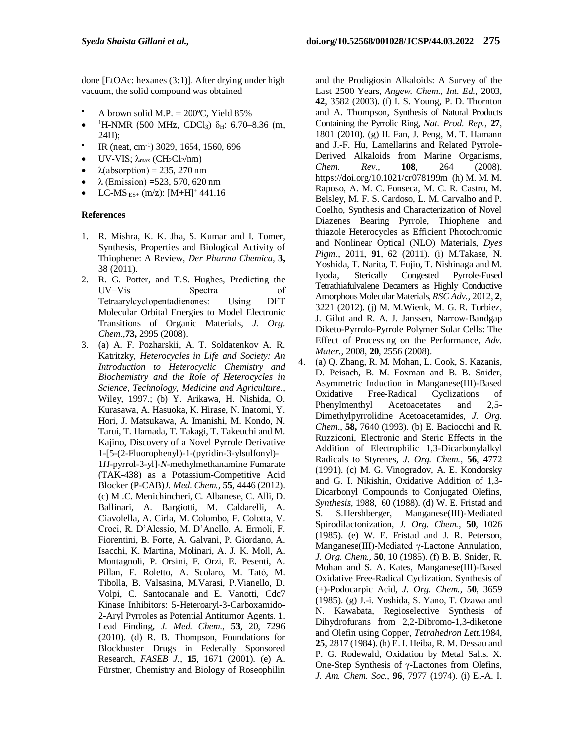done [EtOAc: hexanes (3:1)]. After drying under high vacuum, the solid compound was obtained

- A brown solid M.P. = 200ºC, Yield 85%
- $^1$H-NMR (500 MHz, $CDCl_3$) $\delta_H$: 6.70–8.36 (m, 24H);
- IR (neat, $cm^{-1}$) 3029, 1654, 1560, 696
- UV-VIS; $\lambda_{max}$ ($CH_2Cl_2$/nm)
- $\lambda$(absorption) = 235, 270 nm
- $\lambda$ (Emission) =523, 570, 620 nm
- LC-MS $_{ES+}$ (m/z): $[M+H]^+$ 441.16

## References

1. R. Mishra, K. K. Jha, S. Kumar and I. Tomer, Synthesis, Properties and Biological Activity of Thiophene: A Review, *Der Pharma Chemica*, **3,** 38 (2011).
2. R. G. Potter, and T.S. Hughes, Predicting the UV−Vis Spectra of Tetraarylcyclopentadienones: Using DFT Molecular Orbital Energies to Model Electronic Transitions of Organic Materials, *J. Org. Chem.*,**73,** 2995 (2008).
3. (a) A. F. Pozharskii, A. T. Soldatenkov A. R. Katritzky, *Heterocycles in Life and Society: An Introduction to Heterocyclic Chemistry and Biochemistry and the Role of Heterocycles in Science, Technology, Medicine and Agriculture.*, Wiley, 1997.; (b) Y. Arikawa, H. Nishida, O. Kurasawa, A. Hasuoka, K. Hirase, N. Inatomi, Y. Hori, J. Matsukawa, A. Imanishi, M. Kondo, N. Tarui, T. Hamada, T. Takagi, T. Takeuchi and M. Kajino, Discovery of a Novel Pyrrole Derivative 1-[5-(2-Fluorophenyl)-1-(pyridin-3-ylsulfonyl)-1*H*-pyrrol-3-yl]-*N*-methylmethanamine Fumarate (TAK-438) as a Potassium-Competitive Acid Blocker (P-CAB)*J. Med. Chem.*, **55**, 4446 (2012). (c) M .C. Menichincheri, C. Albanese, C. Alli, D. Ballinari, A. Bargiotti, M. Caldarelli, A. Ciavolella, A. Cirla, M. Colombo, F. Colotta, V. Croci, R. D'Alessio, M. D'Anello, A. Ermoli, F. Fiorentini, B. Forte, A. Galvani, P. Giordano, A. Isacchi, K. Martina, Molinari, A. J. K. Moll, A. Montagnoli, P. Orsini, F. Orzi, E. Pesenti, A. Pillan, F. Roletto, A. Scolaro, M. Tatò, M. Tibolla, B. Valsasina, M.Varasi, P.Vianello, D. Volpi, C. Santocanale and E. Vanotti, Cdc7 Kinase Inhibitors: 5-Heteroaryl-3-Carboxamido-2-Aryl Pyrroles as Potential Antitumor Agents. 1. Lead Finding**,** *J. Med. Chem.,* **53**, 20, 7296 (2010). (d) R. B. Thompson, Foundations for Blockbuster Drugs in Federally Sponsored Research, *FASEB J.*, **15**, 1671 (2001). (e) A. Fürstner, Chemistry and Biology of Roseophilin and the Prodigiosin Alkaloids: A Survey of the Last 2500 Years, *Angew. Chem., Int. Ed.,* 2003, **42**, 3582 (2003). (f) I. S. Young, P. D. Thornton and A. Thompson, Synthesis of Natural Products Containing the Pyrrolic Ring, *Nat. Prod. Rep.*, **27**, 1801 (2010). (g) H. Fan, J. Peng, M. T. Hamann and J.-F. Hu, Lamellarins and Related Pyrrole-Derived Alkaloids from Marine Organisms, *Chem. Rev.,* **108**, 264 (2008). https://doi.org/10.1021/cr078199m (h) M. M. M. Raposo, A. M. C. Fonseca, M. C. R. Castro, M. Belsley, M. F. S. Cardoso, L. M. Carvalho and P. Coelho, Synthesis and Characterization of Novel Diazenes Bearing Pyrrole, Thiophene and thiazole Heterocycles as Efficient Photochromic and Nonlinear Optical (NLO) Materials, *Dyes Pigm*., 2011, **91**, 62 (2011). (i) M.Takase, N. Yoshida, T. Narita, T. Fujio, T. Nishinaga and M. Iyoda, Sterically Congested Pyrrole-Fused Tetrathiafulvalene Decamers as Highly Conductive Amorphous Molecular Materials, *RSC Adv.*, 2012, **2**, 3221 (2012). (j) M. M.Wienk, M. G. R. Turbiez, J. Gilot and R. A. J. Janssen, Narrow-Bandgap Diketo-Pyrrolo-Pyrrole Polymer Solar Cells: The Effect of Processing on the Performance, *Adv. Mater.,* 2008, **20**, 2556 (2008).
4. (a) Q. Zhang, R. M. Mohan, L. Cook, S. Kazanis, D. Peisach, B. M. Foxman and B. B. Snider, Asymmetric Induction in Manganese(III)-Based Oxidative Free-Radical Cyclizations of Phenylmenthyl Acetoacetates and 2,5-Dimethylpyrrolidine Acetoacetamides, *J. Org. Chem*., **58,** 7640 (1993). (b) E. Baciocchi and R. Ruzziconi, Electronic and Steric Effects in the Addition of Electrophilic 1,3-Dicarbonylalkyl Radicals to Styrenes, *J. Org. Chem.*, **56**, 4772 (1991). (c) M. G. Vinogradov, A. E. Kondorsky and G. I. Nikishin, Oxidative Addition of 1,3-Dicarbonyl Compounds to Conjugated Olefins, *Synthesis,* 1988, 60 (1988). (d) W. E. Fristad and S. S.Hershberger, Manganese(III)-Mediated Spirodilactonization, *J. Org. Chem.*, **50**, 1026 (1985). (e) W. E. Fristad and J. R. Peterson, Manganese(III)-Mediated γ-Lactone Annulation, *J. Org. Chem.,* **50**, 10 (1985). (f) B. B. Snider, R. Mohan and S. A. Kates, Manganese(III)-Based Oxidative Free-Radical Cyclization. Synthesis of (±)-Podocarpic Acid, *J. Org. Chem.*, **50**, 3659 (1985). (g) J.-i. Yoshida, S. Yano, T. Ozawa and N. Kawabata, Regioselective Synthesis of Dihydrofurans from 2,2-Dibromo-1,3-diketone and Olefin using Copper, *Tetrahedron Lett.*1984, **25**, 2817 (1984). (h) E. I. Heiba, R. M. Dessau and P. G. Rodewald, Oxidation by Metal Salts. X. One-Step Synthesis of γ-Lactones from Olefins, *J. Am. Chem. Soc.*, **96**, 7977 (1974). (i) E.-A. I.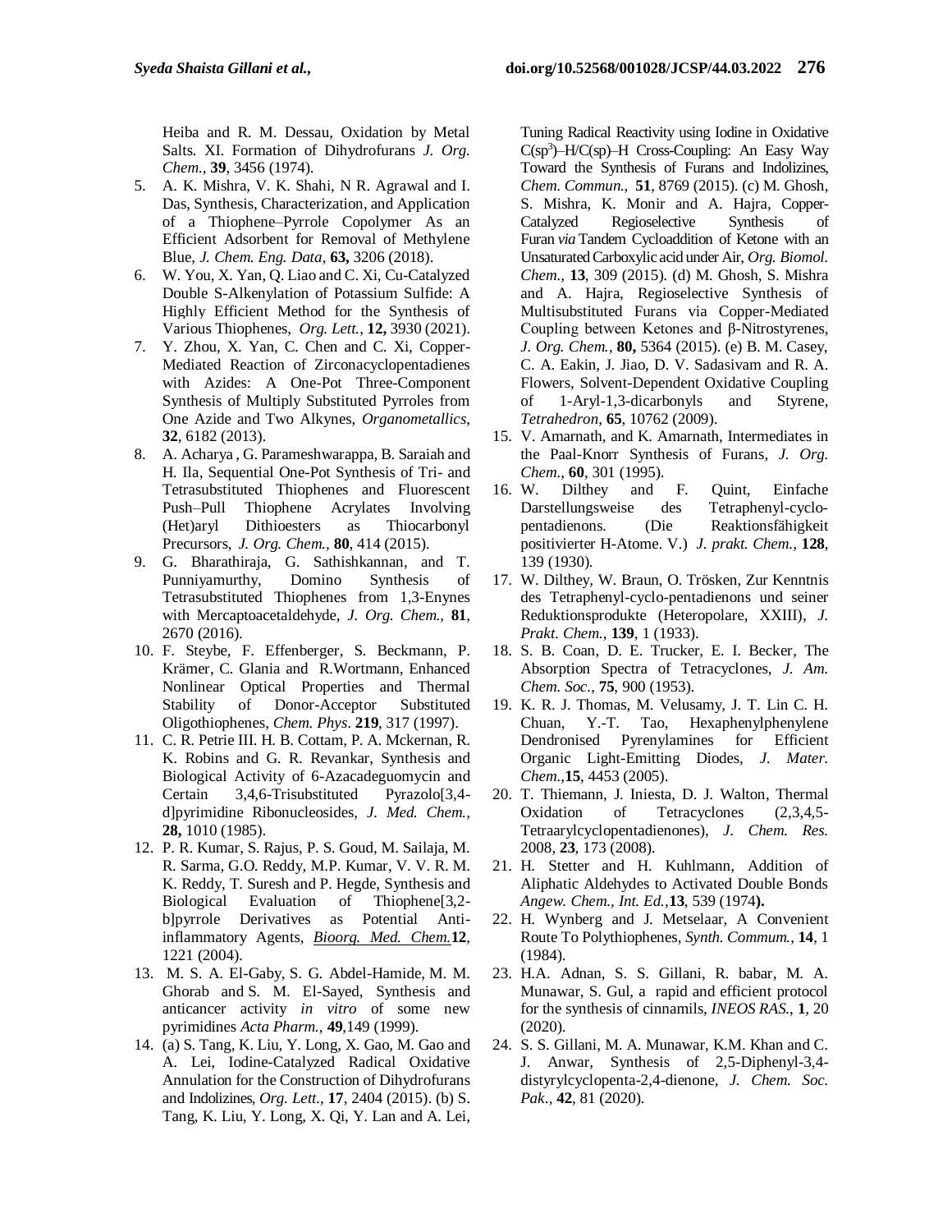Heiba and R. M. Dessau, Oxidation by Metal Salts. XI. Formation of Dihydrofurans *J. Org. Chem.*, **39**, 3456 (1974).

5. A. K. Mishra, V. K. Shahi, N R. Agrawal and I. Das, Synthesis, Characterization, and Application of a Thiophene–Pyrrole Copolymer As an Efficient Adsorbent for Removal of Methylene Blue, *J. Chem. Eng. Data*, **63,** 3206 (2018).
6. W. You, X. Yan, Q. Liao and C. Xi, Cu-Catalyzed Double S-Alkenylation of Potassium Sulfide: A Highly Efficient Method for the Synthesis of Various Thiophenes, *Org. Lett.*, **12,** 3930 (2021).
7. Y. Zhou, X. Yan, C. Chen and C. Xi, Copper-Mediated Reaction of Zirconacyclopentadienes with Azides: A One-Pot Three-Component Synthesis of Multiply Substituted Pyrroles from One Azide and Two Alkynes, *Organometallics*, **32**, 6182 (2013).
8. A. Acharya , G. Parameshwarappa, B. Saraiah and H. Ila, Sequential One-Pot Synthesis of Tri- and Tetrasubstituted Thiophenes and Fluorescent Push–Pull Thiophene Acrylates Involving (Het)aryl Dithioesters as Thiocarbonyl Precursors, *J. Org. Chem.*, **80**, 414 (2015).
9. G. Bharathiraja, G. Sathishkannan, and T. Punniyamurthy, Domino Synthesis of Tetrasubstituted Thiophenes from 1,3-Enynes with Mercaptoacetaldehyde, *J. Org. Chem.,* **81**, 2670 (2016).
10. F. Steybe, F. Effenberger, S. Beckmann, P. Krämer, C. Glania and R.Wortmann, Enhanced Nonlinear Optical Properties and Thermal Stability of Donor-Acceptor Substituted Oligothiophenes, *Chem. Phys*. **219**, 317 (1997).
11. C. R. Petrie III. H. B. Cottam, P. A. Mckernan, R. K. Robins and G. R. Revankar, Synthesis and Biological Activity of 6-Azacadeguomycin and Certain 3,4,6-Trisubstituted Pyrazolo[3,4-d]pyrimidine Ribonucleosides, *J. Med. Chem.*, **28,** 1010 (1985).
12. P. R. Kumar, S. Rajus, P. S. Goud, M. Sailaja, M. R. Sarma, G.O. Reddy, M.P. Kumar, V. V. R. M. K. Reddy, T. Suresh and P. Hegde, Synthesis and Biological Evaluation of Thiophene[3,2-b]pyrrole Derivatives as Potential Anti-inflammatory Agents, *Bioorg. Med. Chem.***12**, 1221 (2004).
13. M. S. A. El-Gaby, S. G. Abdel-Hamide, M. M. Ghorab and S. M. El-Sayed, Synthesis and anticancer activity *in vitro* of some new pyrimidines *Acta Pharm.*, **49**,149 (1999).
14. (a) S. Tang, K. Liu, Y. Long, X. Gao, M. Gao and A. Lei, Iodine-Catalyzed Radical Oxidative Annulation for the Construction of Dihydrofurans and Indolizines, *Org. Lett*., **17**, 2404 (2015). (b) S. Tang, K. Liu, Y. Long, X. Qi, Y. Lan and A. Lei, Tuning Radical Reactivity using Iodine in Oxidative $C(sp^3)$–H/C(sp)–H Cross-Coupling: An Easy Way Toward the Synthesis of Furans and Indolizines, *Chem. Commun.*, **51**, 8769 (2015). (c) M. Ghosh, S. Mishra, K. Monir and A. Hajra, Copper-Catalyzed Regioselective Synthesis of Furan *via* Tandem Cycloaddition of Ketone with an Unsaturated Carboxylic acid under Air, *Org. Biomol. Chem.*, **13**, 309 (2015). (d) M. Ghosh, S. Mishra and A. Hajra, Regioselective Synthesis of Multisubstituted Furans via Copper-Mediated Coupling between Ketones and β-Nitrostyrenes, *J. Org. Chem.*, **80,** 5364 (2015). (e) B. M. Casey, C. A. Eakin, J. Jiao, D. V. Sadasivam and R. A. Flowers, Solvent-Dependent Oxidative Coupling of 1-Aryl-1,3-dicarbonyls and Styrene, *Tetrahedron*, **65**, 10762 (2009).
15. V. Amarnath, and K. Amarnath, Intermediates in the Paal-Knorr Synthesis of Furans, *J. Org. Chem.*, **60**, 301 (1995).
16. W. Dilthey and F. Quint, Einfache Darstellungsweise des Tetraphenyl-cyclo-pentadienons. (Die Reaktionsfähigkeit positivierter H-Atome. V.) *J. prakt. Chem.*, **128**, 139 (1930).
17. W. Dilthey, W. Braun, O. Trösken, Zur Kenntnis des Tetraphenyl-cyclo-pentadienons und seiner Reduktionsprodukte (Heteropolare, XXIII), *J. Prakt. Chem.,* **139**, 1 (1933).
18. S. B. Coan, D. E. Trucker, E. I. Becker, The Absorption Spectra of Tetracyclones, *J. Am. Chem. Soc.*, **75**, 900 (1953).
19. K. R. J. Thomas, M. Velusamy, J. T. Lin C. H. Chuan, Y.-T. Tao, Hexaphenylphenylene Dendronised Pyrenylamines for Efficient Organic Light-Emitting Diodes, *J. Mater. Chem.*,**15**, 4453 (2005).
20. T. Thiemann, J. Iniesta, D. J. Walton, Thermal Oxidation of Tetracyclones (2,3,4,5-Tetraarylcyclopentadienones), *J. Chem. Res.* 2008, **23**, 173 (2008).
21. H. Stetter and H. Kuhlmann, Addition of Aliphatic Aldehydes to Activated Double Bonds *Angew. Chem., Int. Ed.*,**13**, 539 (1974**).**
22. H. Wynberg and J. Metselaar, A Convenient Route To Polythiophenes, *Synth. Commum.*, **14**, 1 (1984).
23. H.A. Adnan, S. S. Gillani, R. babar, M. A. Munawar, S. Gul, a rapid and efficient protocol for the synthesis of cinnamils, *INEOS RAS.*, **1**, 20 (2020).
24. S. S. Gillani, M. A. Munawar, K.M. Khan and C. J. Anwar, Synthesis of 2,5-Diphenyl-3,4-distyrylcyclopenta-2,4-dienone, *J. Chem. Soc. Pak*., **42**, 81 (2020).